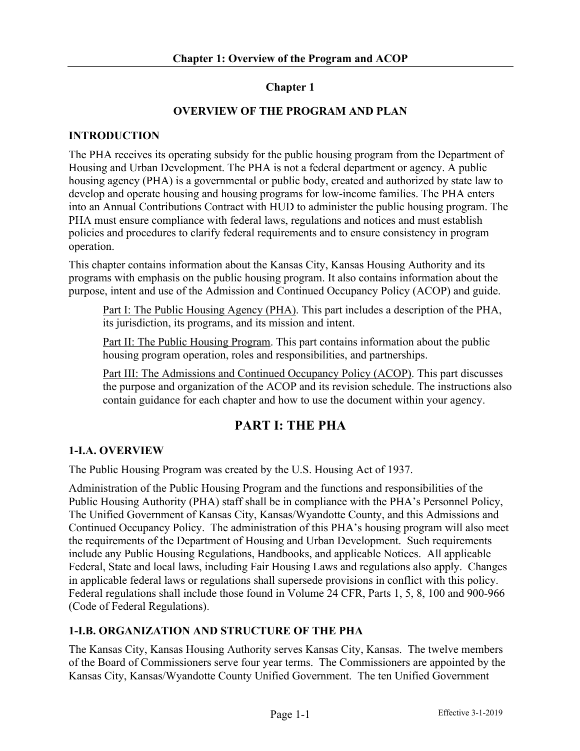# Chapter 1

## OVERVIEW OF THE PROGRAM AND PLAN

### INTRODUCTION

The PHA receives its operating subsidy for the public housing program from the Department of Housing and Urban Development. The PHA is not a federal department or agency. A public housing agency (PHA) is a governmental or public body, created and authorized by state law to develop and operate housing and housing programs for low-income families. The PHA enters into an Annual Contributions Contract with HUD to administer the public housing program. The PHA must ensure compliance with federal laws, regulations and notices and must establish policies and procedures to clarify federal requirements and to ensure consistency in program operation.

This chapter contains information about the Kansas City, Kansas Housing Authority and its programs with emphasis on the public housing program. It also contains information about the purpose, intent and use of the Admission and Continued Occupancy Policy (ACOP) and guide.

> Part I: The Public Housing Agency (PHA). This part includes a description of the PHA, its jurisdiction, its programs, and its mission and intent.
>
> Part II: The Public Housing Program. This part contains information about the public housing program operation, roles and responsibilities, and partnerships.
>
> Part III: The Admissions and Continued Occupancy Policy (ACOP). This part discusses the purpose and organization of the ACOP and its revision schedule. The instructions also contain guidance for each chapter and how to use the document within your agency.

## PART I: THE PHA

### 1-I.A. OVERVIEW

The Public Housing Program was created by the U.S. Housing Act of 1937.

Administration of the Public Housing Program and the functions and responsibilities of the Public Housing Authority (PHA) staff shall be in compliance with the PHA's Personnel Policy, The Unified Government of Kansas City, Kansas/Wyandotte County, and this Admissions and Continued Occupancy Policy. The administration of this PHA's housing program will also meet the requirements of the Department of Housing and Urban Development. Such requirements include any Public Housing Regulations, Handbooks, and applicable Notices. All applicable Federal, State and local laws, including Fair Housing Laws and regulations also apply. Changes in applicable federal laws or regulations shall supersede provisions in conflict with this policy. Federal regulations shall include those found in Volume 24 CFR, Parts 1, 5, 8, 100 and 900-966 (Code of Federal Regulations).

### 1-I.B. ORGANIZATION AND STRUCTURE OF THE PHA

The Kansas City, Kansas Housing Authority serves Kansas City, Kansas. The twelve members of the Board of Commissioners serve four year terms. The Commissioners are appointed by the Kansas City, Kansas/Wyandotte County Unified Government. The ten Unified Government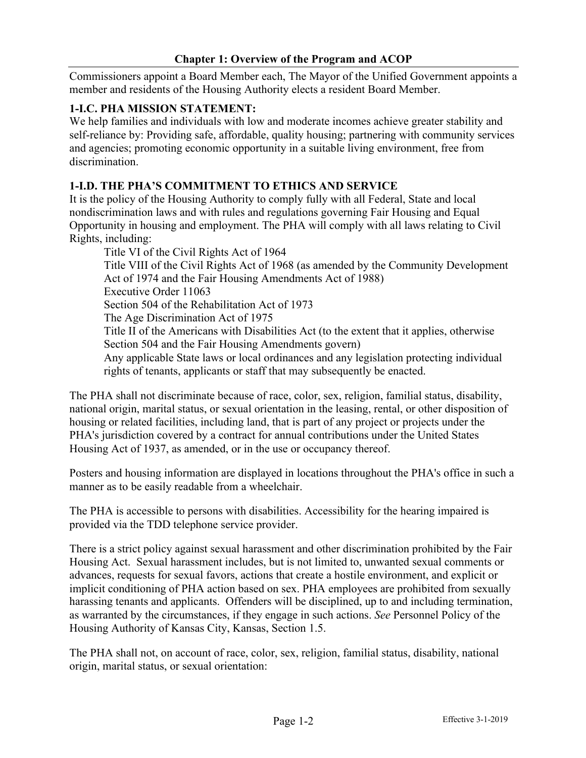Commissioners appoint a Board Member each, The Mayor of the Unified Government appoints a member and residents of the Housing Authority elects a resident Board Member.

### 1-I.C. PHA MISSION STATEMENT:

We help families and individuals with low and moderate incomes achieve greater stability and self-reliance by: Providing safe, affordable, quality housing; partnering with community services and agencies; promoting economic opportunity in a suitable living environment, free from discrimination.

### 1-I.D. THE PHA'S COMMITMENT TO ETHICS AND SERVICE

It is the policy of the Housing Authority to comply fully with all Federal, State and local nondiscrimination laws and with rules and regulations governing Fair Housing and Equal Opportunity in housing and employment. The PHA will comply with all laws relating to Civil Rights, including:

- Title VI of the Civil Rights Act of 1964
- Title VIII of the Civil Rights Act of 1968 (as amended by the Community Development Act of 1974 and the Fair Housing Amendments Act of 1988)
- Executive Order 11063
- Section 504 of the Rehabilitation Act of 1973
- The Age Discrimination Act of 1975
- Title II of the Americans with Disabilities Act (to the extent that it applies, otherwise Section 504 and the Fair Housing Amendments govern)
- Any applicable State laws or local ordinances and any legislation protecting individual rights of tenants, applicants or staff that may subsequently be enacted.

The PHA shall not discriminate because of race, color, sex, religion, familial status, disability, national origin, marital status, or sexual orientation in the leasing, rental, or other disposition of housing or related facilities, including land, that is part of any project or projects under the PHA's jurisdiction covered by a contract for annual contributions under the United States Housing Act of 1937, as amended, or in the use or occupancy thereof.

Posters and housing information are displayed in locations throughout the PHA's office in such a manner as to be easily readable from a wheelchair.

The PHA is accessible to persons with disabilities. Accessibility for the hearing impaired is provided via the TDD telephone service provider.

There is a strict policy against sexual harassment and other discrimination prohibited by the Fair Housing Act. Sexual harassment includes, but is not limited to, unwanted sexual comments or advances, requests for sexual favors, actions that create a hostile environment, and explicit or implicit conditioning of PHA action based on sex. PHA employees are prohibited from sexually harassing tenants and applicants. Offenders will be disciplined, up to and including termination, as warranted by the circumstances, if they engage in such actions. *See* Personnel Policy of the Housing Authority of Kansas City, Kansas, Section 1.5.

The PHA shall not, on account of race, color, sex, religion, familial status, disability, national origin, marital status, or sexual orientation: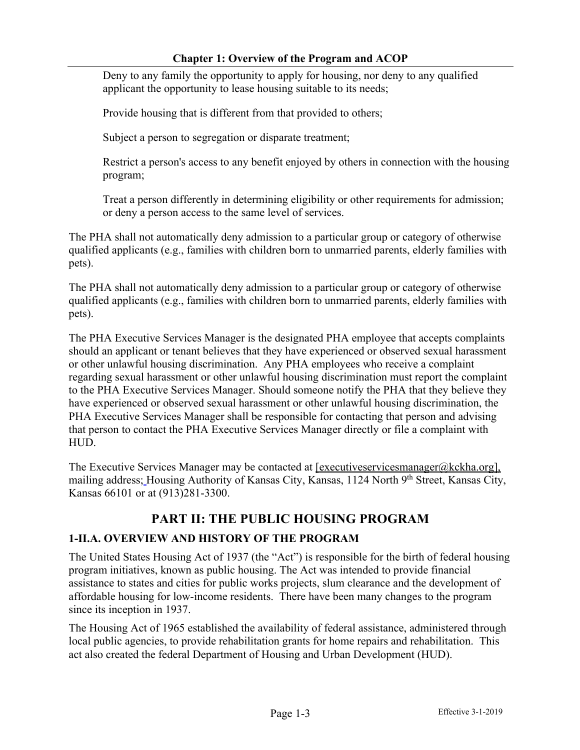Deny to any family the opportunity to apply for housing, nor deny to any qualified applicant the opportunity to lease housing suitable to its needs;

Provide housing that is different from that provided to others;

Subject a person to segregation or disparate treatment;

Restrict a person's access to any benefit enjoyed by others in connection with the housing program;

Treat a person differently in determining eligibility or other requirements for admission; or deny a person access to the same level of services.

The PHA shall not automatically deny admission to a particular group or category of otherwise qualified applicants (e.g., families with children born to unmarried parents, elderly families with pets).

The PHA shall not automatically deny admission to a particular group or category of otherwise qualified applicants (e.g., families with children born to unmarried parents, elderly families with pets).

The PHA Executive Services Manager is the designated PHA employee that accepts complaints should an applicant or tenant believes that they have experienced or observed sexual harassment or other unlawful housing discrimination. Any PHA employees who receive a complaint regarding sexual harassment or other unlawful housing discrimination must report the complaint to the PHA Executive Services Manager. Should someone notify the PHA that they believe they have experienced or observed sexual harassment or other unlawful housing discrimination, the PHA Executive Services Manager shall be responsible for contacting that person and advising that person to contact the PHA Executive Services Manager directly or file a complaint with HUD.

The Executive Services Manager may be contacted at [executiveservicesmanager@kckha.org], mailing address; Housing Authority of Kansas City, Kansas, 1124 North 9th Street, Kansas City, Kansas 66101 or at (913)281-3300.

# PART II: THE PUBLIC HOUSING PROGRAM

## 1-II.A. OVERVIEW AND HISTORY OF THE PROGRAM

The United States Housing Act of 1937 (the "Act") is responsible for the birth of federal housing program initiatives, known as public housing. The Act was intended to provide financial assistance to states and cities for public works projects, slum clearance and the development of affordable housing for low-income residents. There have been many changes to the program since its inception in 1937.

The Housing Act of 1965 established the availability of federal assistance, administered through local public agencies, to provide rehabilitation grants for home repairs and rehabilitation. This act also created the federal Department of Housing and Urban Development (HUD).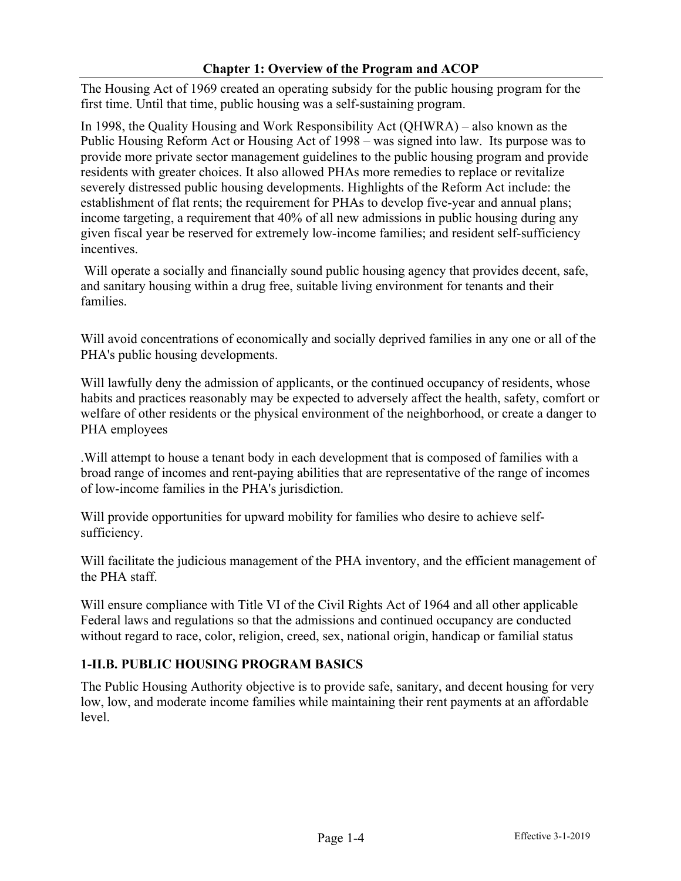The Housing Act of 1969 created an operating subsidy for the public housing program for the first time. Until that time, public housing was a self-sustaining program.

In 1998, the Quality Housing and Work Responsibility Act (QHWRA) – also known as the Public Housing Reform Act or Housing Act of 1998 – was signed into law. Its purpose was to provide more private sector management guidelines to the public housing program and provide residents with greater choices. It also allowed PHAs more remedies to replace or revitalize severely distressed public housing developments. Highlights of the Reform Act include: the establishment of flat rents; the requirement for PHAs to develop five-year and annual plans; income targeting, a requirement that 40% of all new admissions in public housing during any given fiscal year be reserved for extremely low-income families; and resident self-sufficiency incentives.

Will operate a socially and financially sound public housing agency that provides decent, safe, and sanitary housing within a drug free, suitable living environment for tenants and their families.

Will avoid concentrations of economically and socially deprived families in any one or all of the PHA's public housing developments.

Will lawfully deny the admission of applicants, or the continued occupancy of residents, whose habits and practices reasonably may be expected to adversely affect the health, safety, comfort or welfare of other residents or the physical environment of the neighborhood, or create a danger to PHA employees

.Will attempt to house a tenant body in each development that is composed of families with a broad range of incomes and rent-paying abilities that are representative of the range of incomes of low-income families in the PHA's jurisdiction.

Will provide opportunities for upward mobility for families who desire to achieve self-sufficiency.

Will facilitate the judicious management of the PHA inventory, and the efficient management of the PHA staff.

Will ensure compliance with Title VI of the Civil Rights Act of 1964 and all other applicable Federal laws and regulations so that the admissions and continued occupancy are conducted without regard to race, color, religion, creed, sex, national origin, handicap or familial status

### 1-II.B. PUBLIC HOUSING PROGRAM BASICS

The Public Housing Authority objective is to provide safe, sanitary, and decent housing for very low, low, and moderate income families while maintaining their rent payments at an affordable level.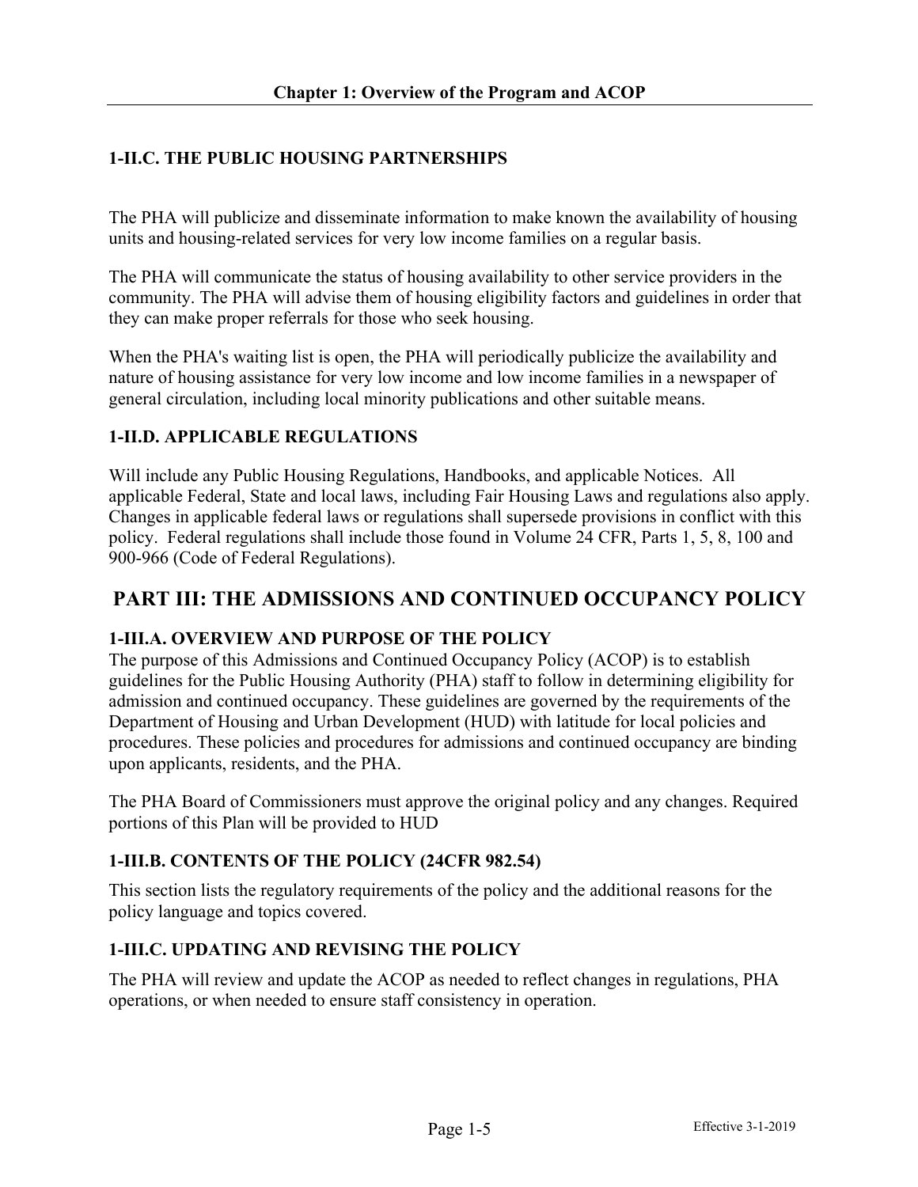### 1-II.C. THE PUBLIC HOUSING PARTNERSHIPS

The PHA will publicize and disseminate information to make known the availability of housing units and housing-related services for very low income families on a regular basis.

The PHA will communicate the status of housing availability to other service providers in the community. The PHA will advise them of housing eligibility factors and guidelines in order that they can make proper referrals for those who seek housing.

When the PHA's waiting list is open, the PHA will periodically publicize the availability and nature of housing assistance for very low income and low income families in a newspaper of general circulation, including local minority publications and other suitable means.

### 1-II.D. APPLICABLE REGULATIONS

Will include any Public Housing Regulations, Handbooks, and applicable Notices. All applicable Federal, State and local laws, including Fair Housing Laws and regulations also apply. Changes in applicable federal laws or regulations shall supersede provisions in conflict with this policy. Federal regulations shall include those found in Volume 24 CFR, Parts 1, 5, 8, 100 and 900-966 (Code of Federal Regulations).

## PART III: THE ADMISSIONS AND CONTINUED OCCUPANCY POLICY

### 1-III.A. OVERVIEW AND PURPOSE OF THE POLICY

The purpose of this Admissions and Continued Occupancy Policy (ACOP) is to establish guidelines for the Public Housing Authority (PHA) staff to follow in determining eligibility for admission and continued occupancy. These guidelines are governed by the requirements of the Department of Housing and Urban Development (HUD) with latitude for local policies and procedures. These policies and procedures for admissions and continued occupancy are binding upon applicants, residents, and the PHA.

The PHA Board of Commissioners must approve the original policy and any changes. Required portions of this Plan will be provided to HUD

### 1-III.B. CONTENTS OF THE POLICY (24CFR 982.54)

This section lists the regulatory requirements of the policy and the additional reasons for the policy language and topics covered.

### 1-III.C. UPDATING AND REVISING THE POLICY

The PHA will review and update the ACOP as needed to reflect changes in regulations, PHA operations, or when needed to ensure staff consistency in operation.